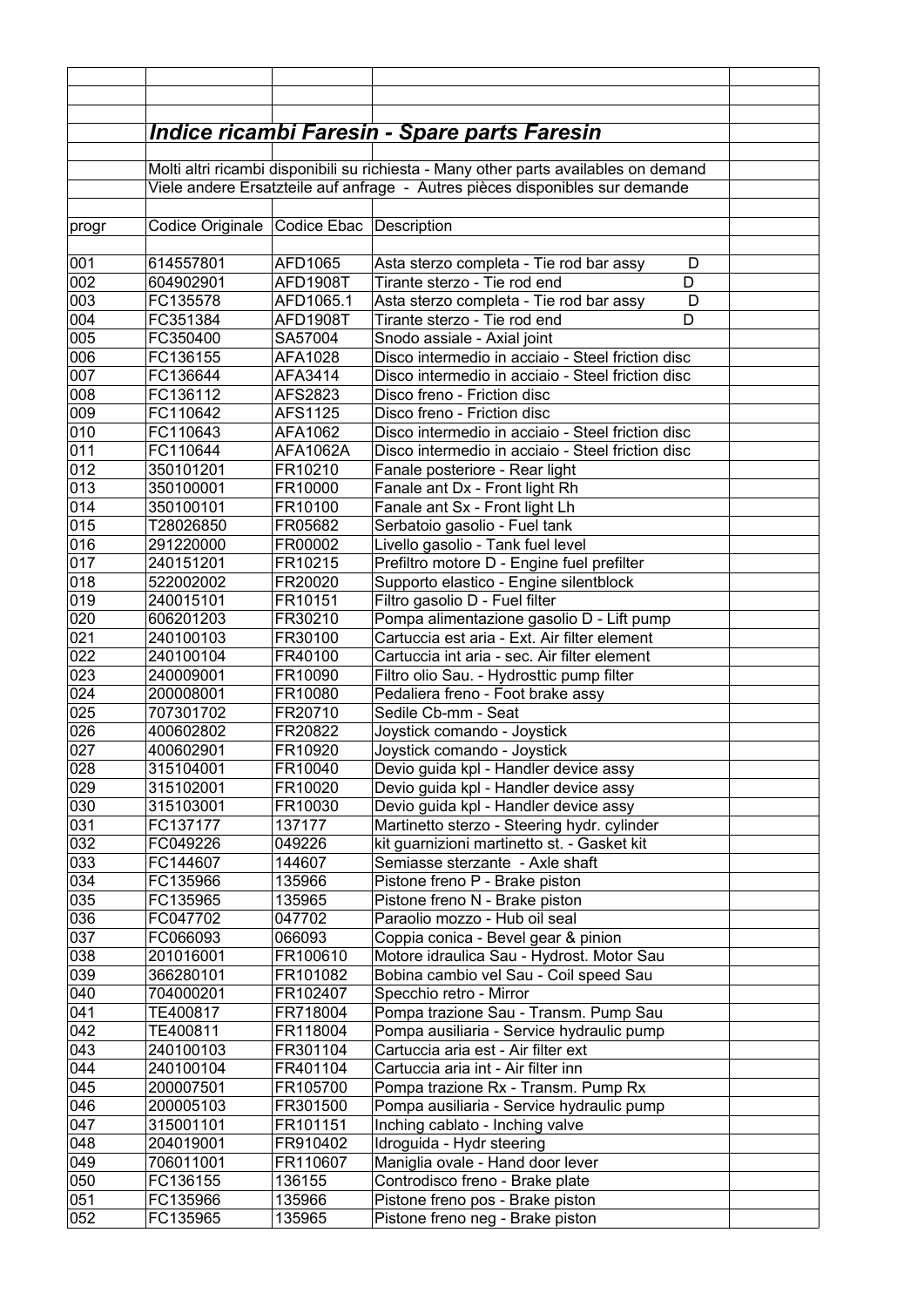## *Indice ricambi Faresin - Spare parts Faresin*

Molti altri ricambi disponibili su richiesta - Many other parts availables on demand

Viele andere Ersatzteile auf anfrage - Autres pièces disponibles sur demande

| progr | Codice Originale | Codice Ebac | Description |
|---|---|---|---|
| 001 | 614557801 | AFD1065 | Asta sterzo completa - Tie rod bar assy D |
| 002 | 604902901 | AFD1908T | Tirante sterzo - Tie rod end D |
| 003 | FC135578 | AFD1065.1 | Asta sterzo completa - Tie rod bar assy D |
| 004 | FC351384 | AFD1908T | Tirante sterzo - Tie rod end D |
| 005 | FC350400 | SA57004 | Snodo assiale - Axial joint |
| 006 | FC136155 | AFA1028 | Disco intermedio in acciaio - Steel friction disc |
| 007 | FC136644 | AFA3414 | Disco intermedio in acciaio - Steel friction disc |
| 008 | FC136112 | AFS2823 | Disco freno - Friction disc |
| 009 | FC110642 | AFS1125 | Disco freno - Friction disc |
| 010 | FC110643 | AFA1062 | Disco intermedio in acciaio - Steel friction disc |
| 011 | FC110644 | AFA1062A | Disco intermedio in acciaio - Steel friction disc |
| 012 | 350101201 | FR10210 | Fanale posteriore - Rear light |
| 013 | 350100001 | FR10000 | Fanale ant Dx - Front light Rh |
| 014 | 350100101 | FR10100 | Fanale ant Sx - Front light Lh |
| 015 | T28026850 | FR05682 | Serbatoio gasolio - Fuel tank |
| 016 | 291220000 | FR00002 | Livello gasolio - Tank fuel level |
| 017 | 240151201 | FR10215 | Prefiltro motore D - Engine fuel prefilter |
| 018 | 522002002 | FR20020 | Supporto elastico - Engine silentblock |
| 019 | 240015101 | FR10151 | Filtro gasolio D - Fuel filter |
| 020 | 606201203 | FR30210 | Pompa alimentazione gasolio D - Lift pump |
| 021 | 240100103 | FR30100 | Cartuccia est aria - Ext. Air filter element |
| 022 | 240100104 | FR40100 | Cartuccia int aria - sec. Air filter element |
| 023 | 240009001 | FR10090 | Filtro olio Sau. - Hydrosttic pump filter |
| 024 | 200008001 | FR10080 | Pedaliera freno - Foot brake assy |
| 025 | 707301702 | FR20710 | Sedile Cb-mm - Seat |
| 026 | 400602802 | FR20822 | Joystick comando - Joystick |
| 027 | 400602901 | FR10920 | Joystick comando - Joystick |
| 028 | 315104001 | FR10040 | Devio guida kpl - Handler device assy |
| 029 | 315102001 | FR10020 | Devio guida kpl - Handler device assy |
| 030 | 315103001 | FR10030 | Devio guida kpl - Handler device assy |
| 031 | FC137177 | 137177 | Martinetto sterzo - Steering hydr. cylinder |
| 032 | FC049226 | 049226 | kit guarnizioni martinetto st. - Gasket kit |
| 033 | FC144607 | 144607 | Semiasse sterzante - Axle shaft |
| 034 | FC135966 | 135966 | Pistone freno P - Brake piston |
| 035 | FC135965 | 135965 | Pistone freno N - Brake piston |
| 036 | FC047702 | 047702 | Paraolio mozzo - Hub oil seal |
| 037 | FC066093 | 066093 | Coppia conica - Bevel gear & pinion |
| 038 | 201016001 | FR100610 | Motore idraulica Sau - Hydrost. Motor Sau |
| 039 | 366280101 | FR101082 | Bobina cambio vel Sau - Coil speed Sau |
| 040 | 704000201 | FR102407 | Specchio retro - Mirror |
| 041 | TE400817 | FR718004 | Pompa trazione Sau - Transm. Pump Sau |
| 042 | TE400811 | FR118004 | Pompa ausiliaria - Service hydraulic pump |
| 043 | 240100103 | FR301104 | Cartuccia aria est - Air filter ext |
| 044 | 240100104 | FR401104 | Cartuccia aria int - Air filter inn |
| 045 | 200007501 | FR105700 | Pompa trazione Rx - Transm. Pump Rx |
| 046 | 200005103 | FR301500 | Pompa ausiliaria - Service hydraulic pump |
| 047 | 315001101 | FR101151 | Inching cablato - Inching valve |
| 048 | 204019001 | FR910402 | Idroguida - Hydr steering |
| 049 | 706011001 | FR110607 | Maniglia ovale - Hand door lever |
| 050 | FC136155 | 136155 | Controdisco freno - Brake plate |
| 051 | FC135966 | 135966 | Pistone freno pos - Brake piston |
| 052 | FC135965 | 135965 | Pistone freno neg - Brake piston |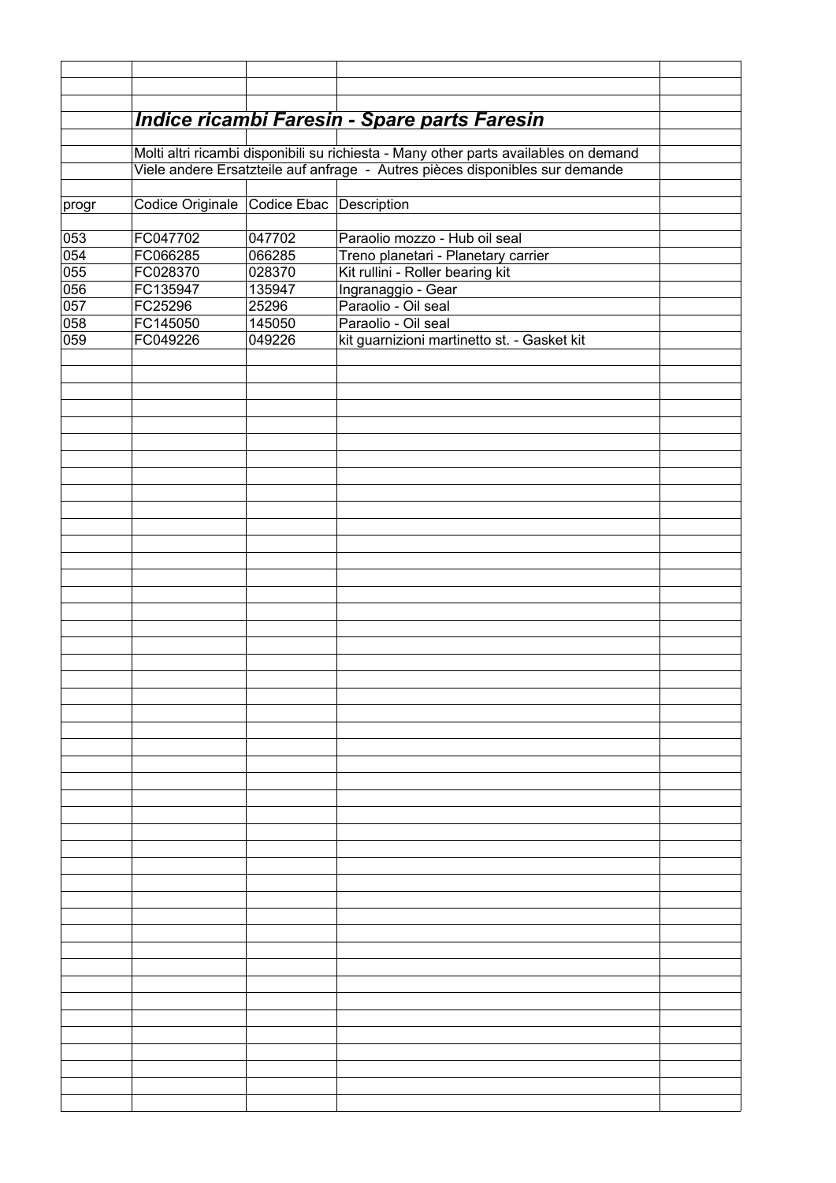## *Indice ricambi Faresin - Spare parts Faresin*

Molti altri ricambi disponibili su richiesta - Many other parts availables on demand
Viele andere Ersatzteile auf anfrage - Autres pièces disponibles sur demande

| progr | Codice Originale | Codice Ebac | Description |
|---|---|---|---|
| 053 | FC047702 | 047702 | Paraolio mozzo - Hub oil seal |
| 054 | FC066285 | 066285 | Treno planetari - Planetary carrier |
| 055 | FC028370 | 028370 | Kit rullini - Roller bearing kit |
| 056 | FC135947 | 135947 | Ingranaggio - Gear |
| 057 | FC25296 | 25296 | Paraolio - Oil seal |
| 058 | FC145050 | 145050 | Paraolio - Oil seal |
| 059 | FC049226 | 049226 | kit guarnizioni martinetto st. - Gasket kit |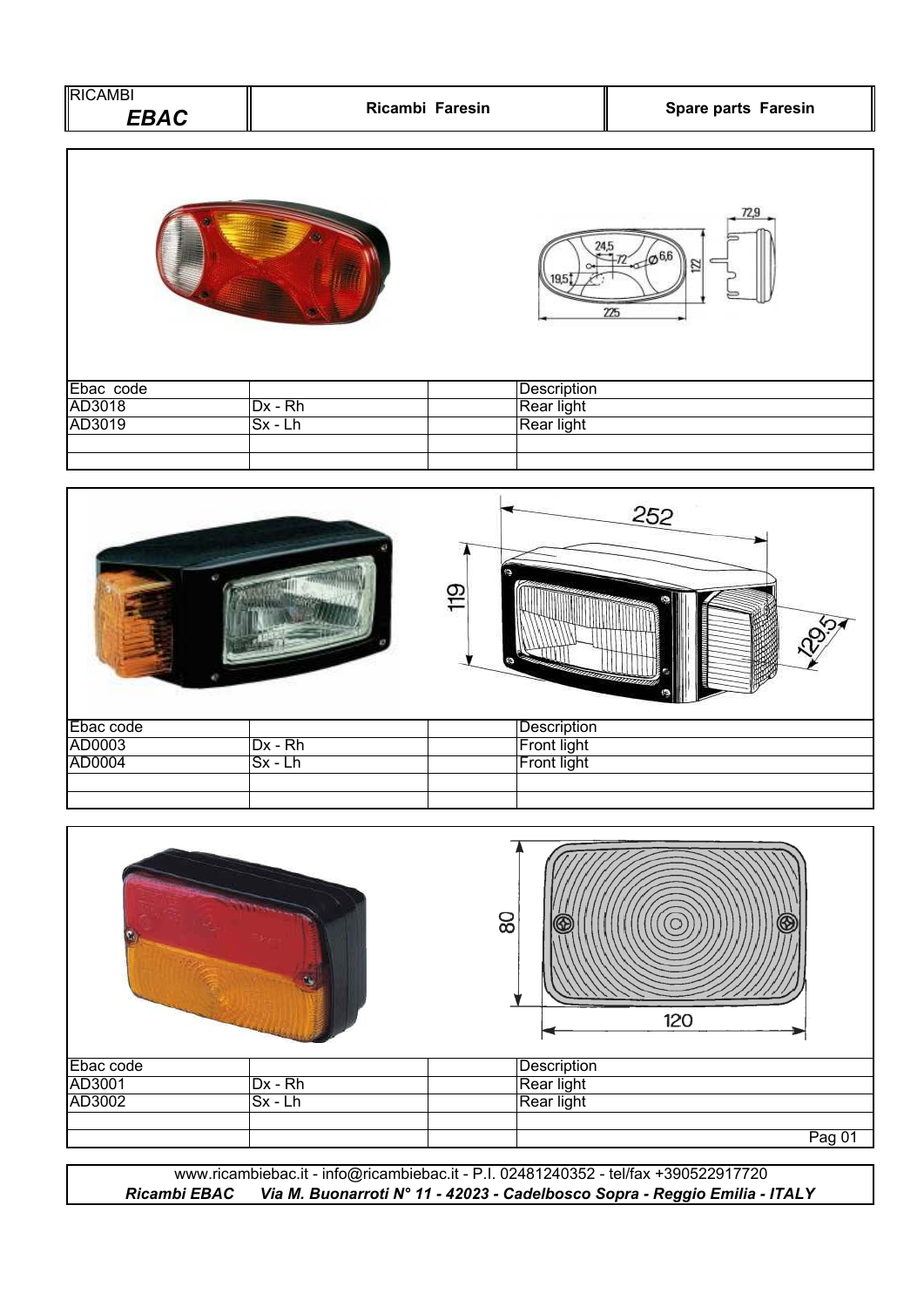| RICAMBI *EBAC* | Ricambi Faresin | Spare parts Faresin |
|---|---|---|

| Ebac code | | | Description |
|---|---|---|---|
| AD3018 | Dx - Rh | | Rear light |
| AD3019 | Sx - Lh | | Rear light |
| | | | |
| | | | |

| Ebac code | | | Description |
|---|---|---|---|
| AD0003 | Dx - Rh | | Front light |
| AD0004 | Sx - Lh | | Front light |
| | | | |
| | | | |

| Ebac code | | | Description |
|---|---|---|---|
| AD3001 | Dx - Rh | | Rear light |
| AD3002 | Sx - Lh | | Rear light |
| | | | |

www.ricambiebac.it - info@ricambiebac.it - P.I. 02481240352 - tel/fax +390522917720

***Ricambi EBAC*** *Via M. Buonarroti N° 11 - 42023 - Cadelbosco Sopra - Reggio Emilia - ITALY*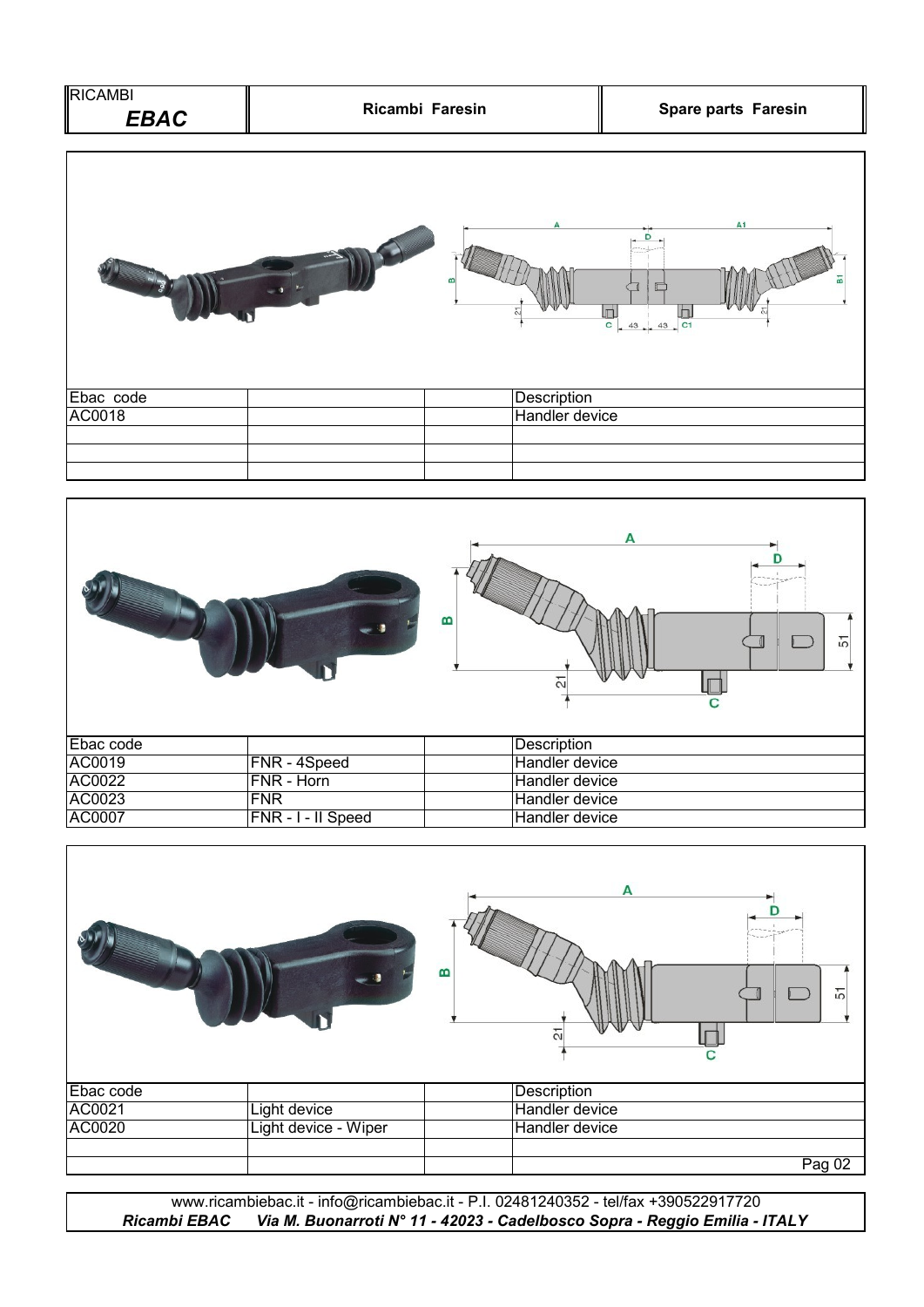| RICAMBI ***EBAC*** | **Ricambi Faresin** | **Spare parts Faresin** |
|---|---|---|

A
D
A1
B
B1
21
C
43
43
C1
21

| Ebac code | | | Description |
|---|---|---|---|
| AC0018 | | | Handler device |
| | | | |
| | | | |
| | | | |

A
D
B
51
21
C

| Ebac code | | | Description |
|---|---|---|---|
| AC0019 | FNR - 4Speed | | Handler device |
| AC0022 | FNR - Horn | | Handler device |
| AC0023 | FNR | | Handler device |
| AC0007 | FNR - I - II Speed | | Handler device |

A
D
B
51
21
C

| Ebac code | | | Description |
|---|---|---|---|
| AC0021 | Light device | | Handler device |
| AC0020 | Light device - Wiper | | Handler device |
| | | | |
| | | | |

www.ricambiebac.it - info@ricambiebac.it - P.I. 02481240352 - tel/fax +390522917720
***Ricambi EBAC*** *Via M. Buonarroti N° 11 - 42023 - Cadelbosco Sopra - Reggio Emilia - ITALY*